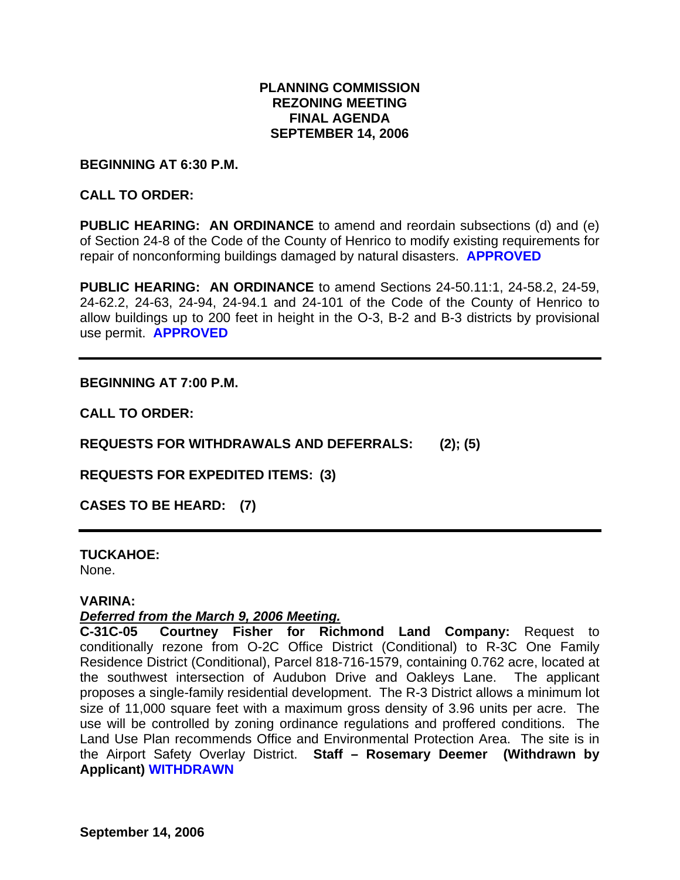# PLANNING COMMISSION
# REZONING MEETING
# FINAL AGENDA
# SEPTEMBER 14, 2006

**BEGINNING AT 6:30 P.M.**

**CALL TO ORDER:**

**PUBLIC HEARING: AN ORDINANCE** to amend and reordain subsections (d) and (e) of Section 24-8 of the Code of the County of Henrico to modify existing requirements for repair of nonconforming buildings damaged by natural disasters. **APPROVED**

**PUBLIC HEARING: AN ORDINANCE** to amend Sections 24-50.11:1, 24-58.2, 24-59, 24-62.2, 24-63, 24-94, 24-94.1 and 24-101 of the Code of the County of Henrico to allow buildings up to 200 feet in height in the O-3, B-2 and B-3 districts by provisional use permit. **APPROVED**

---

**BEGINNING AT 7:00 P.M.**

**CALL TO ORDER:**

**REQUESTS FOR WITHDRAWALS AND DEFERRALS: (2); (5)**

**REQUESTS FOR EXPEDITED ITEMS: (3)**

**CASES TO BE HEARD: (7)**

---

**TUCKAHOE:**
None.

**VARINA:**
***Deferred from the March 9, 2006 Meeting.***
**C-31C-05 Courtney Fisher for Richmond Land Company:** Request to conditionally rezone from O-2C Office District (Conditional) to R-3C One Family Residence District (Conditional), Parcel 818-716-1579, containing 0.762 acre, located at the southwest intersection of Audubon Drive and Oakleys Lane. The applicant proposes a single-family residential development. The R-3 District allows a minimum lot size of 11,000 square feet with a maximum gross density of 3.96 units per acre. The use will be controlled by zoning ordinance regulations and proffered conditions. The Land Use Plan recommends Office and Environmental Protection Area. The site is in the Airport Safety Overlay District. **Staff – Rosemary Deemer (Withdrawn by Applicant) WITHDRAWN**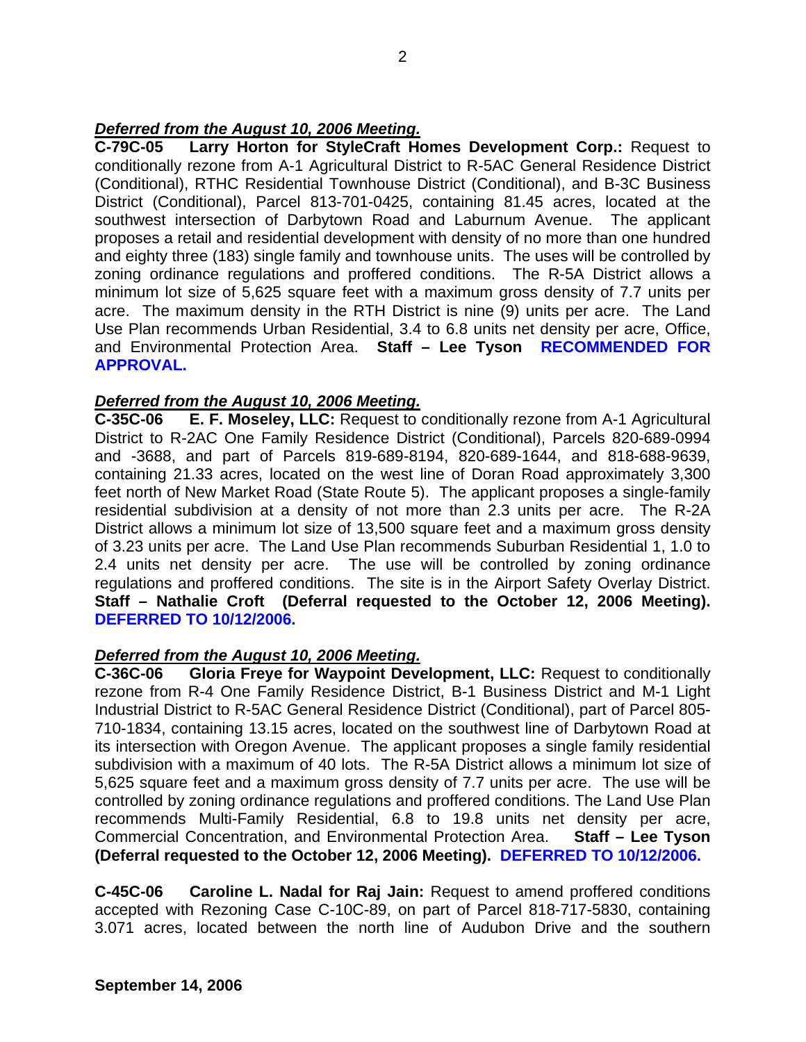***Deferred from the August 10, 2006 Meeting.***

**C-79C-05 Larry Horton for StyleCraft Homes Development Corp.:** Request to conditionally rezone from A-1 Agricultural District to R-5AC General Residence District (Conditional), RTHC Residential Townhouse District (Conditional), and B-3C Business District (Conditional), Parcel 813-701-0425, containing 81.45 acres, located at the southwest intersection of Darbytown Road and Laburnum Avenue. The applicant proposes a retail and residential development with density of no more than one hundred and eighty three (183) single family and townhouse units. The uses will be controlled by zoning ordinance regulations and proffered conditions. The R-5A District allows a minimum lot size of 5,625 square feet with a maximum gross density of 7.7 units per acre. The maximum density in the RTH District is nine (9) units per acre. The Land Use Plan recommends Urban Residential, 3.4 to 6.8 units net density per acre, Office, and Environmental Protection Area. **Staff – Lee Tyson RECOMMENDED FOR APPROVAL.**

***Deferred from the August 10, 2006 Meeting.***

**C-35C-06 E. F. Moseley, LLC:** Request to conditionally rezone from A-1 Agricultural District to R-2AC One Family Residence District (Conditional), Parcels 820-689-0994 and -3688, and part of Parcels 819-689-8194, 820-689-1644, and 818-688-9639, containing 21.33 acres, located on the west line of Doran Road approximately 3,300 feet north of New Market Road (State Route 5). The applicant proposes a single-family residential subdivision at a density of not more than 2.3 units per acre. The R-2A District allows a minimum lot size of 13,500 square feet and a maximum gross density of 3.23 units per acre. The Land Use Plan recommends Suburban Residential 1, 1.0 to 2.4 units net density per acre. The use will be controlled by zoning ordinance regulations and proffered conditions. The site is in the Airport Safety Overlay District. **Staff – Nathalie Croft (Deferral requested to the October 12, 2006 Meeting). DEFERRED TO 10/12/2006.**

***Deferred from the August 10, 2006 Meeting.***

**C-36C-06 Gloria Freye for Waypoint Development, LLC:** Request to conditionally rezone from R-4 One Family Residence District, B-1 Business District and M-1 Light Industrial District to R-5AC General Residence District (Conditional), part of Parcel 805-710-1834, containing 13.15 acres, located on the southwest line of Darbytown Road at its intersection with Oregon Avenue. The applicant proposes a single family residential subdivision with a maximum of 40 lots. The R-5A District allows a minimum lot size of 5,625 square feet and a maximum gross density of 7.7 units per acre. The use will be controlled by zoning ordinance regulations and proffered conditions. The Land Use Plan recommends Multi-Family Residential, 6.8 to 19.8 units net density per acre, Commercial Concentration, and Environmental Protection Area. **Staff – Lee Tyson (Deferral requested to the October 12, 2006 Meeting). DEFERRED TO 10/12/2006.**

**C-45C-06 Caroline L. Nadal for Raj Jain:** Request to amend proffered conditions accepted with Rezoning Case C-10C-89, on part of Parcel 818-717-5830, containing 3.071 acres, located between the north line of Audubon Drive and the southern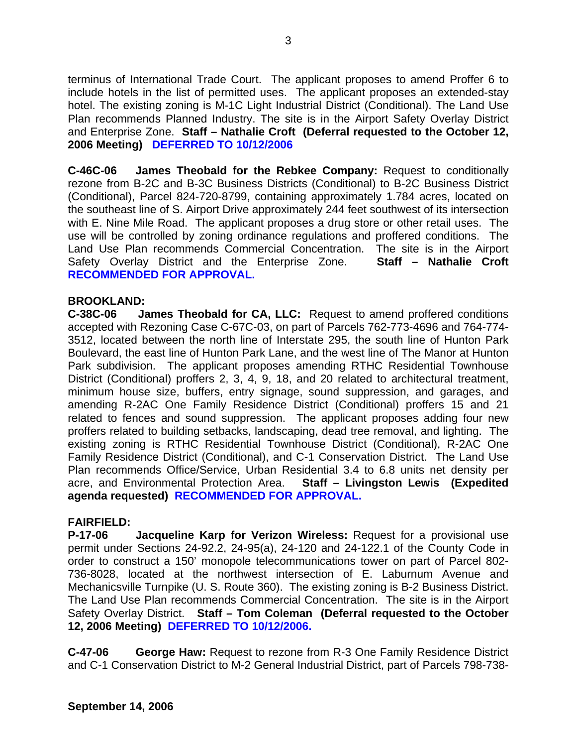terminus of International Trade Court. The applicant proposes to amend Proffer 6 to include hotels in the list of permitted uses. The applicant proposes an extended-stay hotel. The existing zoning is M-1C Light Industrial District (Conditional). The Land Use Plan recommends Planned Industry. The site is in the Airport Safety Overlay District and Enterprise Zone. **Staff – Nathalie Croft (Deferral requested to the October 12, 2006 Meeting) DEFERRED TO 10/12/2006**

**C-46C-06 James Theobald for the Rebkee Company:** Request to conditionally rezone from B-2C and B-3C Business Districts (Conditional) to B-2C Business District (Conditional), Parcel 824-720-8799, containing approximately 1.784 acres, located on the southeast line of S. Airport Drive approximately 244 feet southwest of its intersection with E. Nine Mile Road. The applicant proposes a drug store or other retail uses. The use will be controlled by zoning ordinance regulations and proffered conditions. The Land Use Plan recommends Commercial Concentration. The site is in the Airport Safety Overlay District and the Enterprise Zone. **Staff – Nathalie Croft RECOMMENDED FOR APPROVAL.**

**BROOKLAND:**

**C-38C-06 James Theobald for CA, LLC:** Request to amend proffered conditions accepted with Rezoning Case C-67C-03, on part of Parcels 762-773-4696 and 764-774-3512, located between the north line of Interstate 295, the south line of Hunton Park Boulevard, the east line of Hunton Park Lane, and the west line of The Manor at Hunton Park subdivision. The applicant proposes amending RTHC Residential Townhouse District (Conditional) proffers 2, 3, 4, 9, 18, and 20 related to architectural treatment, minimum house size, buffers, entry signage, sound suppression, and garages, and amending R-2AC One Family Residence District (Conditional) proffers 15 and 21 related to fences and sound suppression. The applicant proposes adding four new proffers related to building setbacks, landscaping, dead tree removal, and lighting. The existing zoning is RTHC Residential Townhouse District (Conditional), R-2AC One Family Residence District (Conditional), and C-1 Conservation District. The Land Use Plan recommends Office/Service, Urban Residential 3.4 to 6.8 units net density per acre, and Environmental Protection Area. **Staff – Livingston Lewis (Expedited agenda requested) RECOMMENDED FOR APPROVAL.**

**FAIRFIELD:**

**P-17-06 Jacqueline Karp for Verizon Wireless:** Request for a provisional use permit under Sections 24-92.2, 24-95(a), 24-120 and 24-122.1 of the County Code in order to construct a 150' monopole telecommunications tower on part of Parcel 802-736-8028, located at the northwest intersection of E. Laburnum Avenue and Mechanicsville Turnpike (U. S. Route 360). The existing zoning is B-2 Business District. The Land Use Plan recommends Commercial Concentration. The site is in the Airport Safety Overlay District. **Staff – Tom Coleman (Deferral requested to the October 12, 2006 Meeting) DEFERRED TO 10/12/2006.**

**C-47-06 George Haw:** Request to rezone from R-3 One Family Residence District and C-1 Conservation District to M-2 General Industrial District, part of Parcels 798-738-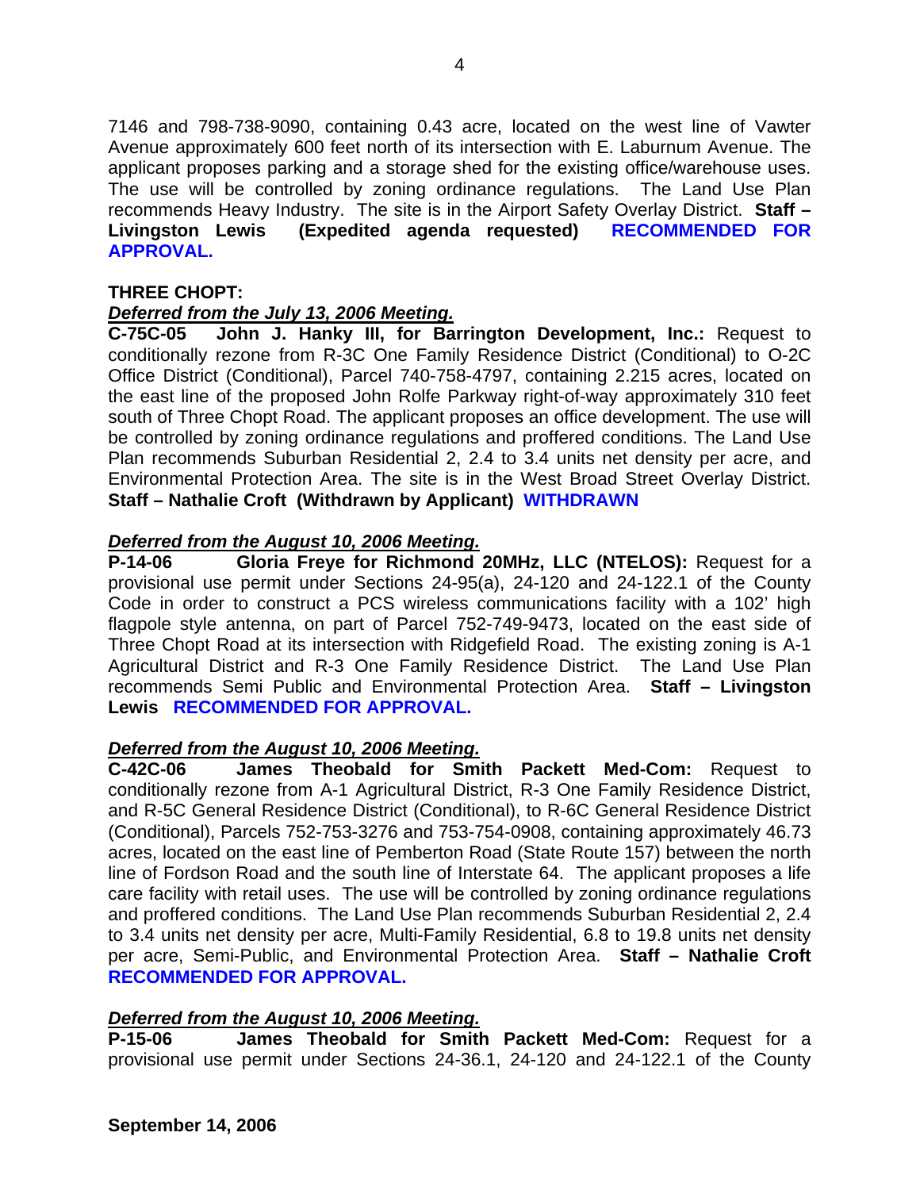7146 and 798-738-9090, containing 0.43 acre, located on the west line of Vawter Avenue approximately 600 feet north of its intersection with E. Laburnum Avenue. The applicant proposes parking and a storage shed for the existing office/warehouse uses. The use will be controlled by zoning ordinance regulations. The Land Use Plan recommends Heavy Industry. The site is in the Airport Safety Overlay District. **Staff – Livingston Lewis (Expedited agenda requested) RECOMMENDED FOR APPROVAL.**

**THREE CHOPT:**

***Deferred from the July 13, 2006 Meeting.***

**C-75C-05 John J. Hanky III, for Barrington Development, Inc.:** Request to conditionally rezone from R-3C One Family Residence District (Conditional) to O-2C Office District (Conditional), Parcel 740-758-4797, containing 2.215 acres, located on the east line of the proposed John Rolfe Parkway right-of-way approximately 310 feet south of Three Chopt Road. The applicant proposes an office development. The use will be controlled by zoning ordinance regulations and proffered conditions. The Land Use Plan recommends Suburban Residential 2, 2.4 to 3.4 units net density per acre, and Environmental Protection Area. The site is in the West Broad Street Overlay District. **Staff – Nathalie Croft (Withdrawn by Applicant) WITHDRAWN**

***Deferred from the August 10, 2006 Meeting.***

**P-14-06 Gloria Freye for Richmond 20MHz, LLC (NTELOS):** Request for a provisional use permit under Sections 24-95(a), 24-120 and 24-122.1 of the County Code in order to construct a PCS wireless communications facility with a 102' high flagpole style antenna, on part of Parcel 752-749-9473, located on the east side of Three Chopt Road at its intersection with Ridgefield Road. The existing zoning is A-1 Agricultural District and R-3 One Family Residence District. The Land Use Plan recommends Semi Public and Environmental Protection Area. **Staff – Livingston Lewis RECOMMENDED FOR APPROVAL.**

***Deferred from the August 10, 2006 Meeting.***

**C-42C-06 James Theobald for Smith Packett Med-Com:** Request to conditionally rezone from A-1 Agricultural District, R-3 One Family Residence District, and R-5C General Residence District (Conditional), to R-6C General Residence District (Conditional), Parcels 752-753-3276 and 753-754-0908, containing approximately 46.73 acres, located on the east line of Pemberton Road (State Route 157) between the north line of Fordson Road and the south line of Interstate 64. The applicant proposes a life care facility with retail uses. The use will be controlled by zoning ordinance regulations and proffered conditions. The Land Use Plan recommends Suburban Residential 2, 2.4 to 3.4 units net density per acre, Multi-Family Residential, 6.8 to 19.8 units net density per acre, Semi-Public, and Environmental Protection Area. **Staff – Nathalie Croft RECOMMENDED FOR APPROVAL.**

***Deferred from the August 10, 2006 Meeting.***

**P-15-06 James Theobald for Smith Packett Med-Com:** Request for a provisional use permit under Sections 24-36.1, 24-120 and 24-122.1 of the County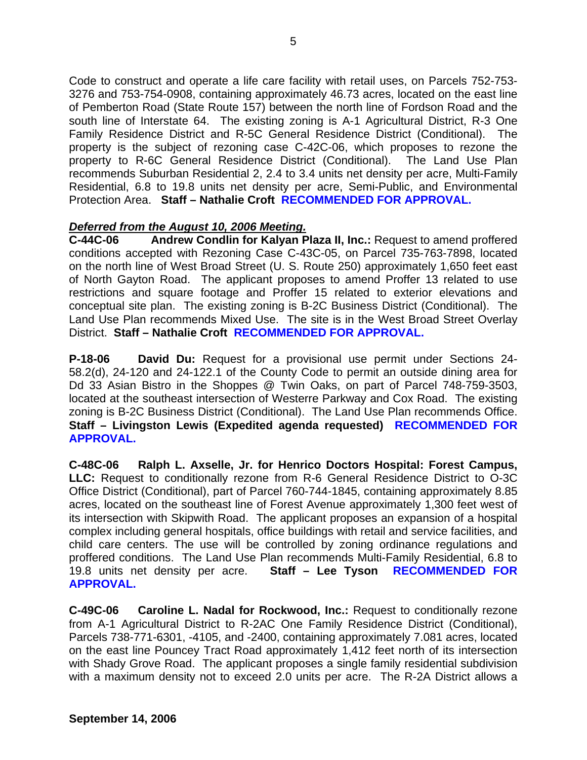Code to construct and operate a life care facility with retail uses, on Parcels 752-753-3276 and 753-754-0908, containing approximately 46.73 acres, located on the east line of Pemberton Road (State Route 157) between the north line of Fordson Road and the south line of Interstate 64. The existing zoning is A-1 Agricultural District, R-3 One Family Residence District and R-5C General Residence District (Conditional). The property is the subject of rezoning case C-42C-06, which proposes to rezone the property to R-6C General Residence District (Conditional). The Land Use Plan recommends Suburban Residential 2, 2.4 to 3.4 units net density per acre, Multi-Family Residential, 6.8 to 19.8 units net density per acre, Semi-Public, and Environmental Protection Area. **Staff – Nathalie Croft** **RECOMMENDED FOR APPROVAL.**

***Deferred from the August 10, 2006 Meeting.***

**C-44C-06 Andrew Condlin for Kalyan Plaza II, Inc.:** Request to amend proffered conditions accepted with Rezoning Case C-43C-05, on Parcel 735-763-7898, located on the north line of West Broad Street (U. S. Route 250) approximately 1,650 feet east of North Gayton Road. The applicant proposes to amend Proffer 13 related to use restrictions and square footage and Proffer 15 related to exterior elevations and conceptual site plan. The existing zoning is B-2C Business District (Conditional). The Land Use Plan recommends Mixed Use. The site is in the West Broad Street Overlay District. **Staff – Nathalie Croft** **RECOMMENDED FOR APPROVAL.**

**P-18-06 David Du:** Request for a provisional use permit under Sections 24-58.2(d), 24-120 and 24-122.1 of the County Code to permit an outside dining area for Dd 33 Asian Bistro in the Shoppes @ Twin Oaks, on part of Parcel 748-759-3503, located at the southeast intersection of Westerre Parkway and Cox Road. The existing zoning is B-2C Business District (Conditional). The Land Use Plan recommends Office. **Staff – Livingston Lewis (Expedited agenda requested)** **RECOMMENDED FOR APPROVAL.**

**C-48C-06 Ralph L. Axselle, Jr. for Henrico Doctors Hospital: Forest Campus, LLC:** Request to conditionally rezone from R-6 General Residence District to O-3C Office District (Conditional), part of Parcel 760-744-1845, containing approximately 8.85 acres, located on the southeast line of Forest Avenue approximately 1,300 feet west of its intersection with Skipwith Road. The applicant proposes an expansion of a hospital complex including general hospitals, office buildings with retail and service facilities, and child care centers. The use will be controlled by zoning ordinance regulations and proffered conditions. The Land Use Plan recommends Multi-Family Residential, 6.8 to 19.8 units net density per acre. **Staff – Lee Tyson** **RECOMMENDED FOR APPROVAL.**

**C-49C-06 Caroline L. Nadal for Rockwood, Inc.:** Request to conditionally rezone from A-1 Agricultural District to R-2AC One Family Residence District (Conditional), Parcels 738-771-6301, -4105, and -2400, containing approximately 7.081 acres, located on the east line Pouncey Tract Road approximately 1,412 feet north of its intersection with Shady Grove Road. The applicant proposes a single family residential subdivision with a maximum density not to exceed 2.0 units per acre. The R-2A District allows a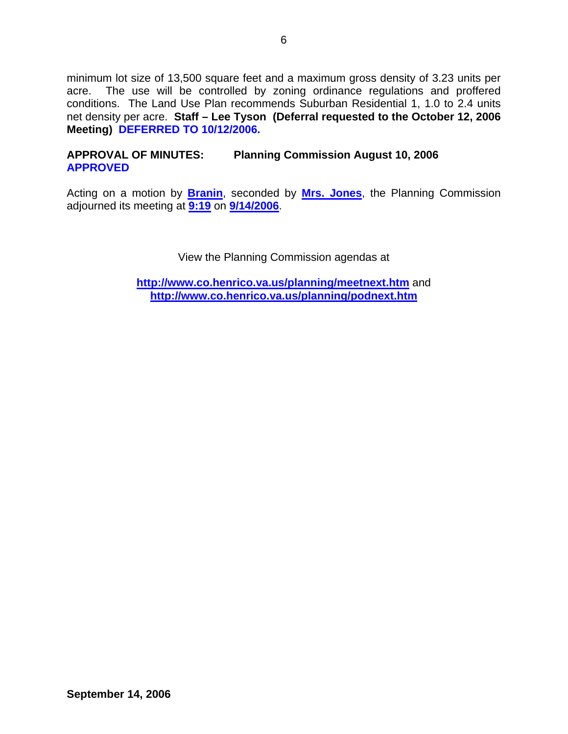minimum lot size of 13,500 square feet and a maximum gross density of 3.23 units per acre. The use will be controlled by zoning ordinance regulations and proffered conditions. The Land Use Plan recommends Suburban Residential 1, 1.0 to 2.4 units net density per acre. **Staff – Lee Tyson (Deferral requested to the October 12, 2006 Meeting) DEFERRED TO 10/12/2006.**

**APPROVAL OF MINUTES: Planning Commission August 10, 2006**
**APPROVED**

Acting on a motion by **Branin**, seconded by **Mrs. Jones**, the Planning Commission adjourned its meeting at **9:19** on **9/14/2006**.

View the Planning Commission agendas at

**http://www.co.henrico.va.us/planning/meetnext.htm** and
**http://www.co.henrico.va.us/planning/podnext.htm**